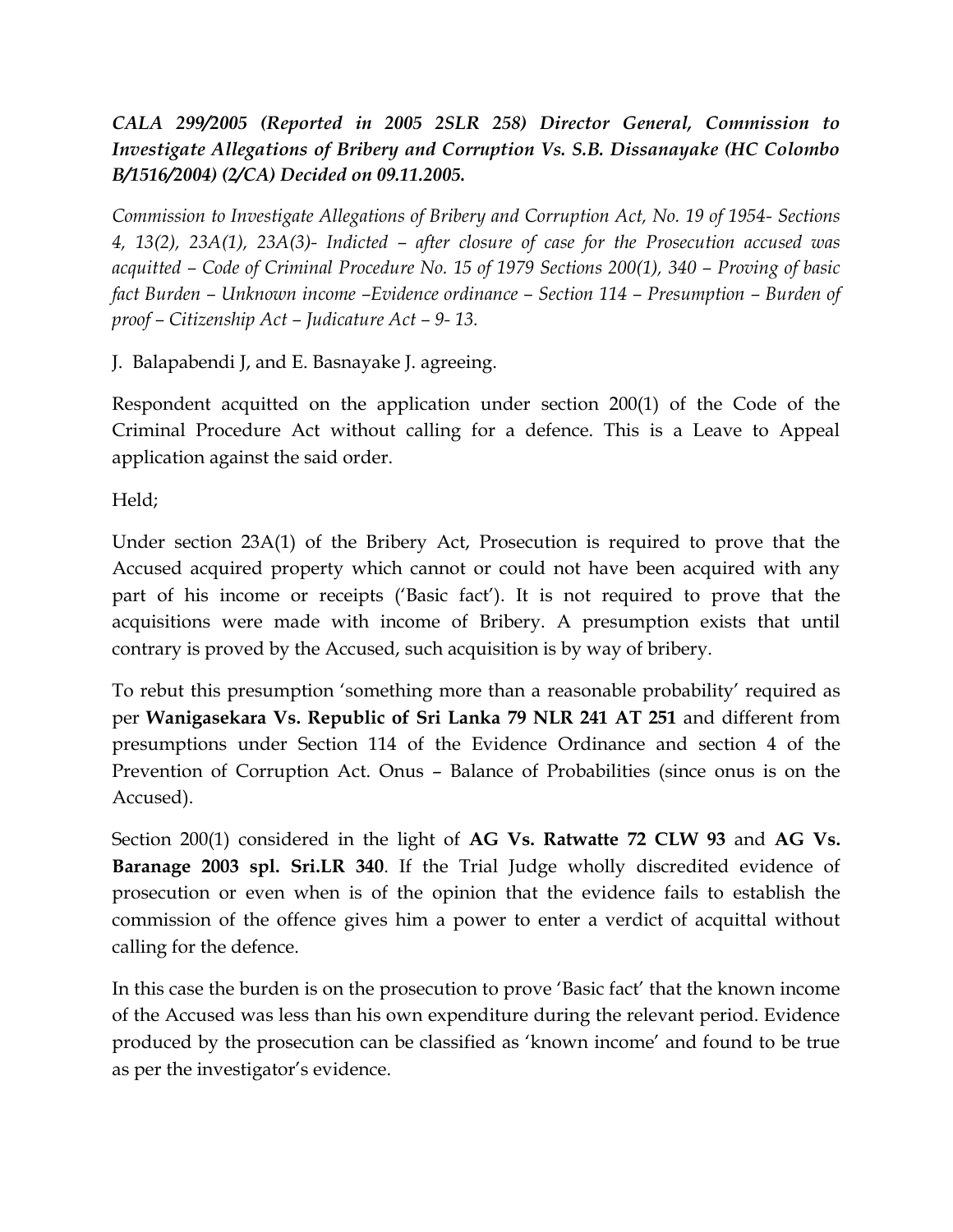***CALA 299/2005 (Reported in 2005 2SLR 258) Director General, Commission to Investigate Allegations of Bribery and Corruption Vs. S.B. Dissanayake (HC Colombo B/1516/2004) (2/CA) Decided on 09.11.2005.***

*Commission to Investigate Allegations of Bribery and Corruption Act, No. 19 of 1954- Sections 4, 13(2), 23A(1), 23A(3)- Indicted – after closure of case for the Prosecution accused was acquitted – Code of Criminal Procedure No. 15 of 1979 Sections 200(1), 340 – Proving of basic fact Burden – Unknown income –Evidence ordinance – Section 114 – Presumption – Burden of proof – Citizenship Act – Judicature Act – 9- 13.*

J. Balapabendi J, and E. Basnayake J. agreeing.

Respondent acquitted on the application under section 200(1) of the Code of the Criminal Procedure Act without calling for a defence. This is a Leave to Appeal application against the said order.

Held;

Under section 23A(1) of the Bribery Act, Prosecution is required to prove that the Accused acquired property which cannot or could not have been acquired with any part of his income or receipts ('Basic fact'). It is not required to prove that the acquisitions were made with income of Bribery. A presumption exists that until contrary is proved by the Accused, such acquisition is by way of bribery.

To rebut this presumption 'something more than a reasonable probability' required as per **Wanigasekara Vs. Republic of Sri Lanka 79 NLR 241 AT 251** and different from presumptions under Section 114 of the Evidence Ordinance and section 4 of the Prevention of Corruption Act. Onus – Balance of Probabilities (since onus is on the Accused).

Section 200(1) considered in the light of **AG Vs. Ratwatte 72 CLW 93** and **AG Vs. Baranage 2003 spl. Sri.LR 340**. If the Trial Judge wholly discredited evidence of prosecution or even when is of the opinion that the evidence fails to establish the commission of the offence gives him a power to enter a verdict of acquittal without calling for the defence.

In this case the burden is on the prosecution to prove 'Basic fact' that the known income of the Accused was less than his own expenditure during the relevant period. Evidence produced by the prosecution can be classified as 'known income' and found to be true as per the investigator's evidence.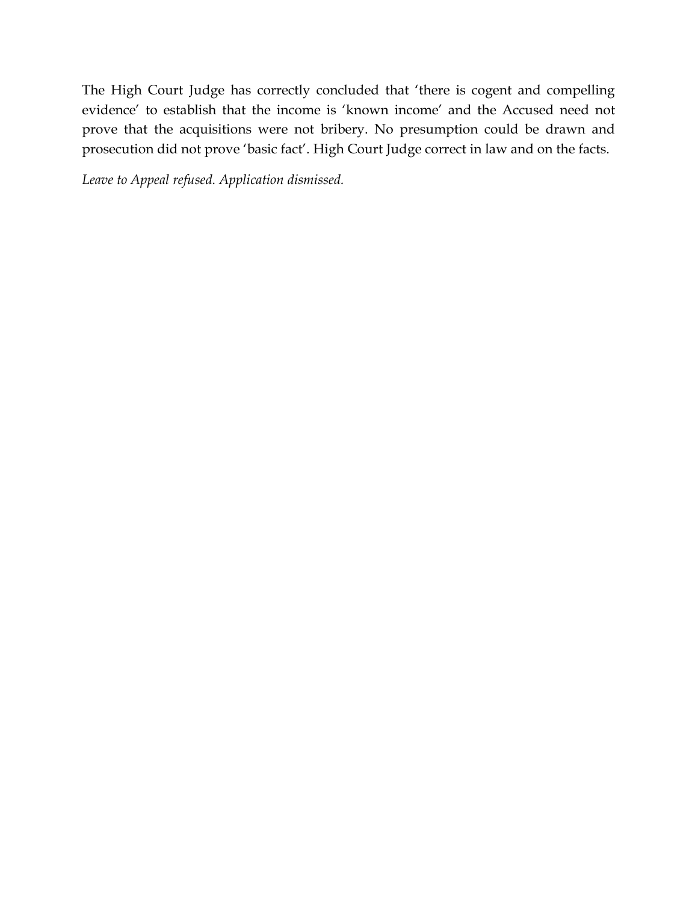The High Court Judge has correctly concluded that 'there is cogent and compelling evidence' to establish that the income is 'known income' and the Accused need not prove that the acquisitions were not bribery. No presumption could be drawn and prosecution did not prove 'basic fact'. High Court Judge correct in law and on the facts.

*Leave to Appeal refused. Application dismissed.*